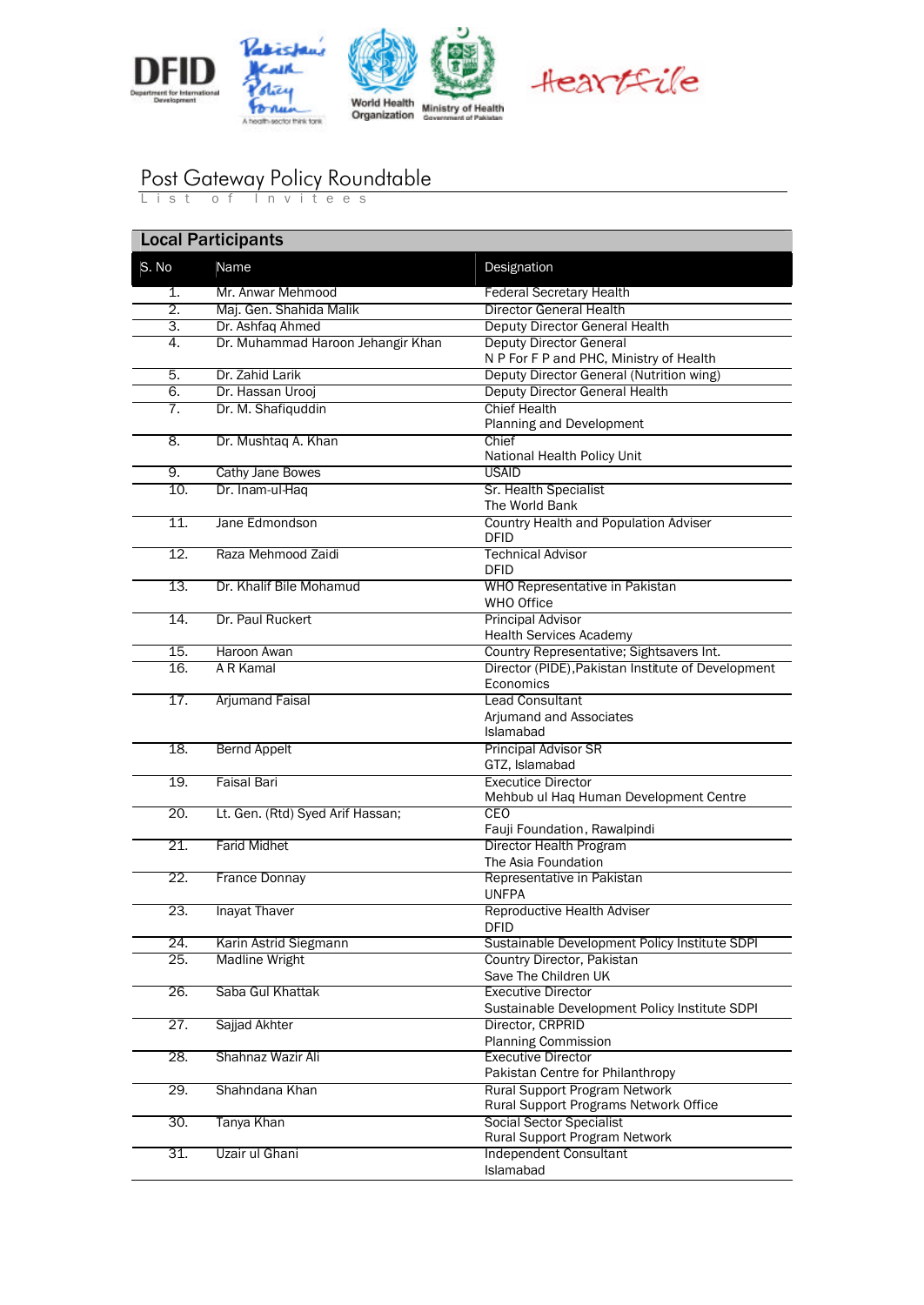DFID Department for International Development | Pakistan's Health Policy Forum A health-sector think tank | World Health Organization | Ministry of Health Government of Pakistan | Heartfile

# Post Gateway Policy Roundtable

List of Invitees

## Local Participants

| S. No | Name | Designation |
|---|---|---|
| 1. | Mr. Anwar Mehmood | Federal Secretary Health |
| 2. | Maj. Gen. Shahida Malik | Director General Health |
| 3. | Dr. Ashfaq Ahmed | Deputy Director General Health |
| 4. | Dr. Muhammad Haroon Jehangir Khan | Deputy Director General<br>N P For F P and PHC, Ministry of Health |
| 5. | Dr. Zahid Larik | Deputy Director General (Nutrition wing) |
| 6. | Dr. Hassan Urooj | Deputy Director General Health |
| 7. | Dr. M. Shafiquddin | Chief Health<br>Planning and Development |
| 8. | Dr. Mushtaq A. Khan | Chief<br>National Health Policy Unit |
| 9. | Cathy Jane Bowes | USAID |
| 10. | Dr. Inam-ul-Haq | Sr. Health Specialist<br>The World Bank |
| 11. | Jane Edmondson | Country Health and Population Adviser<br>DFID |
| 12. | Raza Mehmood Zaidi | Technical Advisor<br>DFID |
| 13. | Dr. Khalif Bile Mohamud | WHO Representative in Pakistan<br>WHO Office |
| 14. | Dr. Paul Ruckert | Principal Advisor<br>Health Services Academy |
| 15. | Haroon Awan | Country Representative; Sightsavers Int. |
| 16. | A R Kamal | Director (PIDE),Pakistan Institute of Development Economics |
| 17. | Arjumand Faisal | Lead Consultant<br>Arjumand and Associates<br>Islamabad |
| 18. | Bernd Appelt | Principal Advisor SR<br>GTZ, Islamabad |
| 19. | Faisal Bari | Executice Director<br>Mehbub ul Haq Human Development Centre |
| 20. | Lt. Gen. (Rtd) Syed Arif Hassan; | CEO<br>Fauji Foundation, Rawalpindi |
| 21. | Farid Midhet | Director Health Program<br>The Asia Foundation |
| 22. | France Donnay | Representative in Pakistan<br>UNFPA |
| 23. | Inayat Thaver | Reproductive Health Adviser<br>DFID |
| 24. | Karin Astrid Siegmann | Sustainable Development Policy Institute SDPI |
| 25. | Madline Wright | Country Director, Pakistan<br>Save The Children UK |
| 26. | Saba Gul Khattak | Executive Director<br>Sustainable Development Policy Institute SDPI |
| 27. | Sajjad Akhter | Director, CRPRID<br>Planning Commission |
| 28. | Shahnaz Wazir Ali | Executive Director<br>Pakistan Centre for Philanthropy |
| 29. | Shahndana Khan | Rural Support Program Network<br>Rural Support Programs Network Office |
| 30. | Tanya Khan | Social Sector Specialist<br>Rural Support Program Network |
| 31. | Uzair ul Ghani | Independent Consultant<br>Islamabad |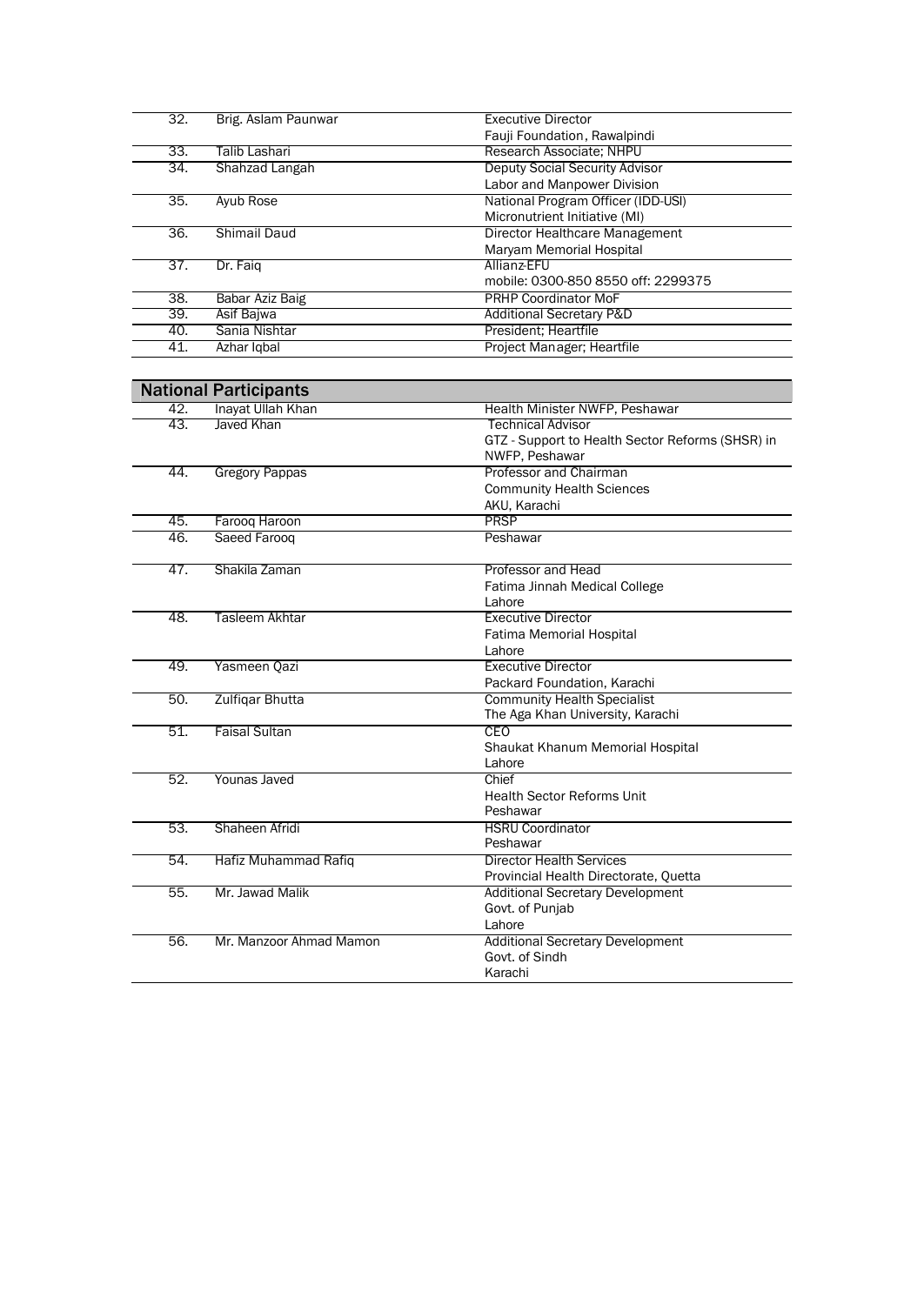| | | |
|---|---|---|
| 32. | Brig. Aslam Paunwar | Executive Director<br>Fauji Foundation, Rawalpindi |
| 33. | Talib Lashari | Research Associate; NHPU |
| 34. | Shahzad Langah | Deputy Social Security Advisor<br>Labor and Manpower Division |
| 35. | Ayub Rose | National Program Officer (IDD-USI)<br>Micronutrient Initiative (MI) |
| 36. | Shimail Daud | Director Healthcare Management<br>Maryam Memorial Hospital |
| 37. | Dr. Faiq | Allianz-EFU<br>mobile: 0300-850 8550 off: 2299375 |
| 38. | Babar Aziz Baig | PRHP Coordinator MoF |
| 39. | Asif Bajwa | Additional Secretary P&D |
| 40. | Sania Nishtar | President; Heartfile |
| 41. | Azhar Iqbal | Project Manager; Heartfile |

## National Participants

| | | |
|---|---|---|
| 42. | Inayat Ullah Khan | Health Minister NWFP, Peshawar |
| 43. | Javed Khan | Technical Advisor<br>GTZ - Support to Health Sector Reforms (SHSR) in NWFP, Peshawar |
| 44. | Gregory Pappas | Professor and Chairman<br>Community Health Sciences<br>AKU, Karachi |
| 45. | Farooq Haroon | PRSP |
| 46. | Saeed Farooq | Peshawar |
| 47. | Shakila Zaman | Professor and Head<br>Fatima Jinnah Medical College<br>Lahore |
| 48. | Tasleem Akhtar | Executive Director<br>Fatima Memorial Hospital<br>Lahore |
| 49. | Yasmeen Qazi | Executive Director<br>Packard Foundation, Karachi |
| 50. | Zulfiqar Bhutta | Community Health Specialist<br>The Aga Khan University, Karachi |
| 51. | Faisal Sultan | CEO<br>Shaukat Khanum Memorial Hospital<br>Lahore |
| 52. | Younas Javed | Chief<br>Health Sector Reforms Unit<br>Peshawar |
| 53. | Shaheen Afridi | HSRU Coordinator<br>Peshawar |
| 54. | Hafiz Muhammad Rafiq | Director Health Services<br>Provincial Health Directorate, Quetta |
| 55. | Mr. Jawad Malik | Additional Secretary Development<br>Govt. of Punjab<br>Lahore |
| 56. | Mr. Manzoor Ahmad Mamon | Additional Secretary Development<br>Govt. of Sindh<br>Karachi |